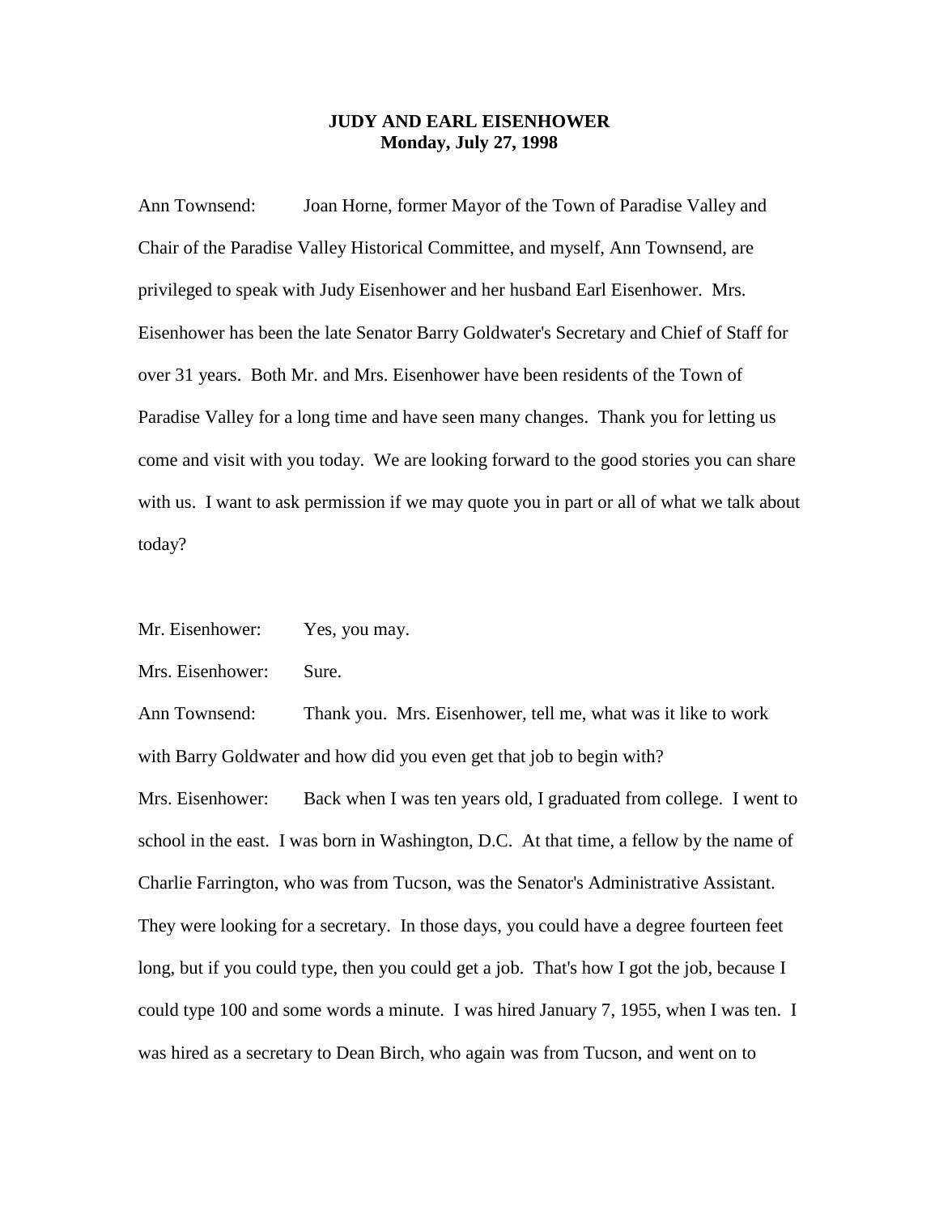# JUDY AND EARL EISENHOWER
**Monday, July 27, 1998**

Ann Townsend: Joan Horne, former Mayor of the Town of Paradise Valley and Chair of the Paradise Valley Historical Committee, and myself, Ann Townsend, are privileged to speak with Judy Eisenhower and her husband Earl Eisenhower. Mrs. Eisenhower has been the late Senator Barry Goldwater's Secretary and Chief of Staff for over 31 years. Both Mr. and Mrs. Eisenhower have been residents of the Town of Paradise Valley for a long time and have seen many changes. Thank you for letting us come and visit with you today. We are looking forward to the good stories you can share with us. I want to ask permission if we may quote you in part or all of what we talk about today?

Mr. Eisenhower: Yes, you may.

Mrs. Eisenhower: Sure.

Ann Townsend: Thank you. Mrs. Eisenhower, tell me, what was it like to work with Barry Goldwater and how did you even get that job to begin with?

Mrs. Eisenhower: Back when I was ten years old, I graduated from college. I went to school in the east. I was born in Washington, D.C. At that time, a fellow by the name of Charlie Farrington, who was from Tucson, was the Senator's Administrative Assistant. They were looking for a secretary. In those days, you could have a degree fourteen feet long, but if you could type, then you could get a job. That's how I got the job, because I could type 100 and some words a minute. I was hired January 7, 1955, when I was ten. I was hired as a secretary to Dean Birch, who again was from Tucson, and went on to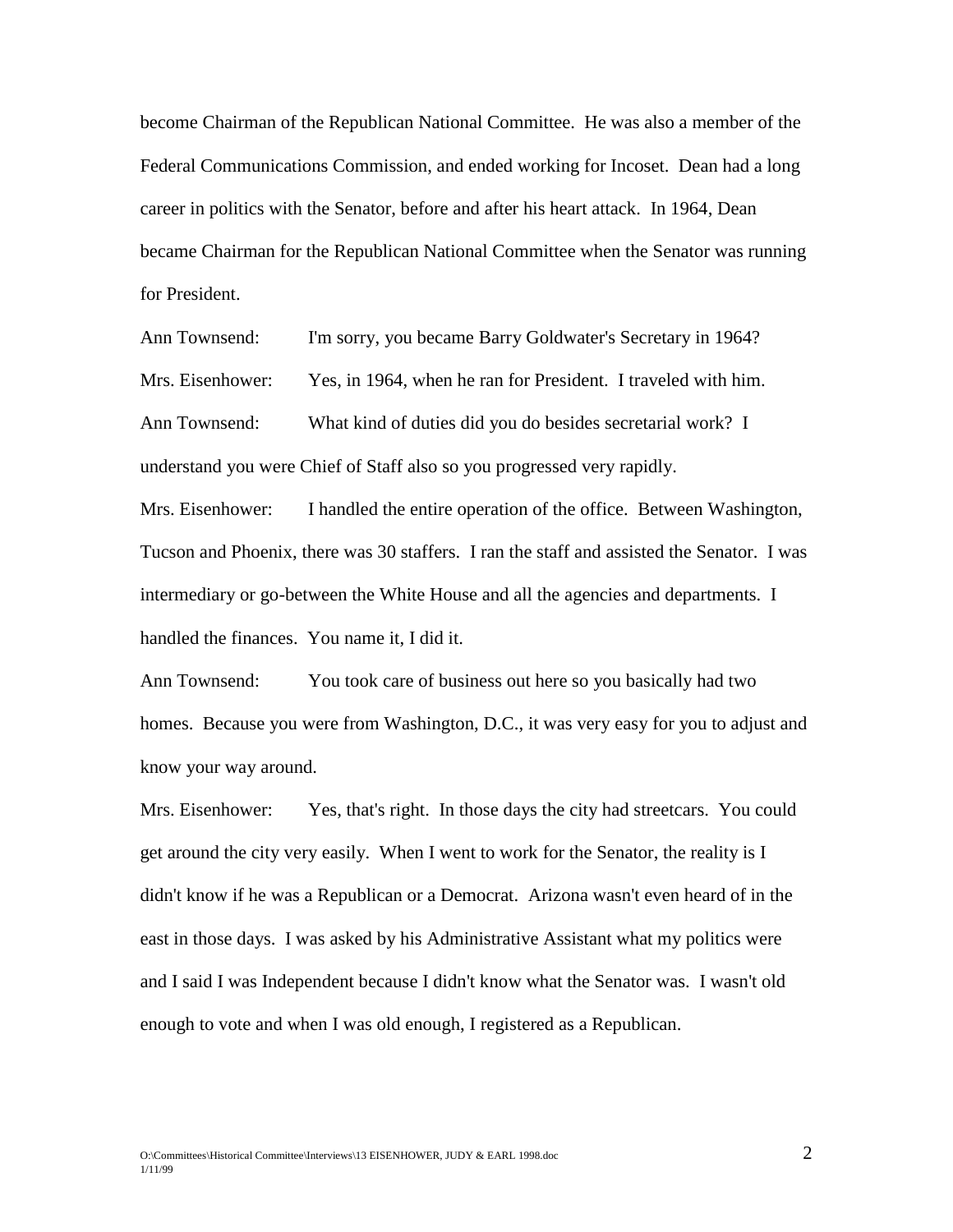become Chairman of the Republican National Committee. He was also a member of the Federal Communications Commission, and ended working for Incoset. Dean had a long career in politics with the Senator, before and after his heart attack. In 1964, Dean became Chairman for the Republican National Committee when the Senator was running for President.

Ann Townsend: I'm sorry, you became Barry Goldwater's Secretary in 1964?

Mrs. Eisenhower: Yes, in 1964, when he ran for President. I traveled with him.

Ann Townsend: What kind of duties did you do besides secretarial work? I understand you were Chief of Staff also so you progressed very rapidly.

Mrs. Eisenhower: I handled the entire operation of the office. Between Washington, Tucson and Phoenix, there was 30 staffers. I ran the staff and assisted the Senator. I was intermediary or go-between the White House and all the agencies and departments. I handled the finances. You name it, I did it.

Ann Townsend: You took care of business out here so you basically had two homes. Because you were from Washington, D.C., it was very easy for you to adjust and know your way around.

Mrs. Eisenhower: Yes, that's right. In those days the city had streetcars. You could get around the city very easily. When I went to work for the Senator, the reality is I didn't know if he was a Republican or a Democrat. Arizona wasn't even heard of in the east in those days. I was asked by his Administrative Assistant what my politics were and I said I was Independent because I didn't know what the Senator was. I wasn't old enough to vote and when I was old enough, I registered as a Republican.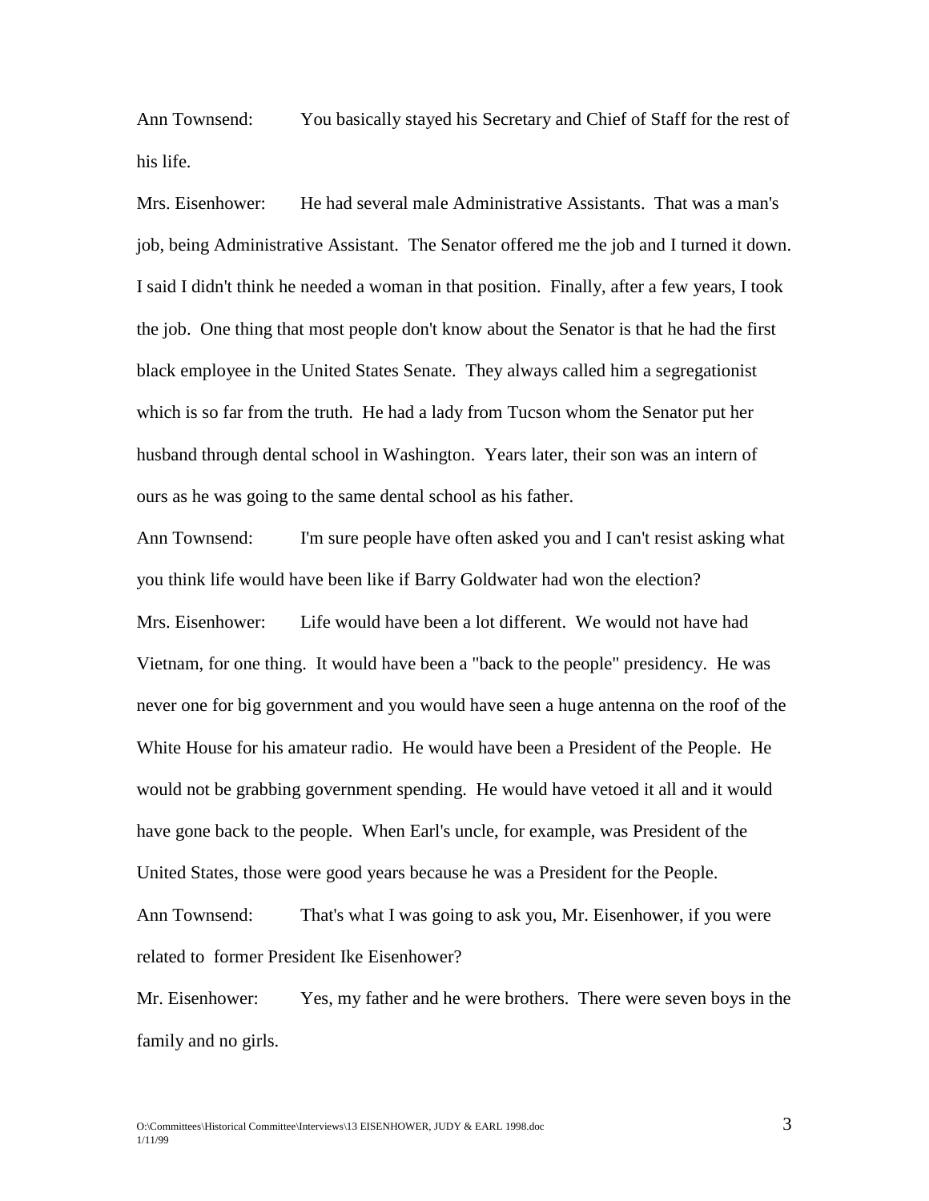Ann Townsend: You basically stayed his Secretary and Chief of Staff for the rest of his life.

Mrs. Eisenhower: He had several male Administrative Assistants. That was a man's job, being Administrative Assistant. The Senator offered me the job and I turned it down. I said I didn't think he needed a woman in that position. Finally, after a few years, I took the job. One thing that most people don't know about the Senator is that he had the first black employee in the United States Senate. They always called him a segregationist which is so far from the truth. He had a lady from Tucson whom the Senator put her husband through dental school in Washington. Years later, their son was an intern of ours as he was going to the same dental school as his father.

Ann Townsend: I'm sure people have often asked you and I can't resist asking what you think life would have been like if Barry Goldwater had won the election?

Mrs. Eisenhower: Life would have been a lot different. We would not have had Vietnam, for one thing. It would have been a "back to the people" presidency. He was never one for big government and you would have seen a huge antenna on the roof of the White House for his amateur radio. He would have been a President of the People. He would not be grabbing government spending. He would have vetoed it all and it would have gone back to the people. When Earl's uncle, for example, was President of the United States, those were good years because he was a President for the People.

Ann Townsend: That's what I was going to ask you, Mr. Eisenhower, if you were related to former President Ike Eisenhower?

Mr. Eisenhower: Yes, my father and he were brothers. There were seven boys in the family and no girls.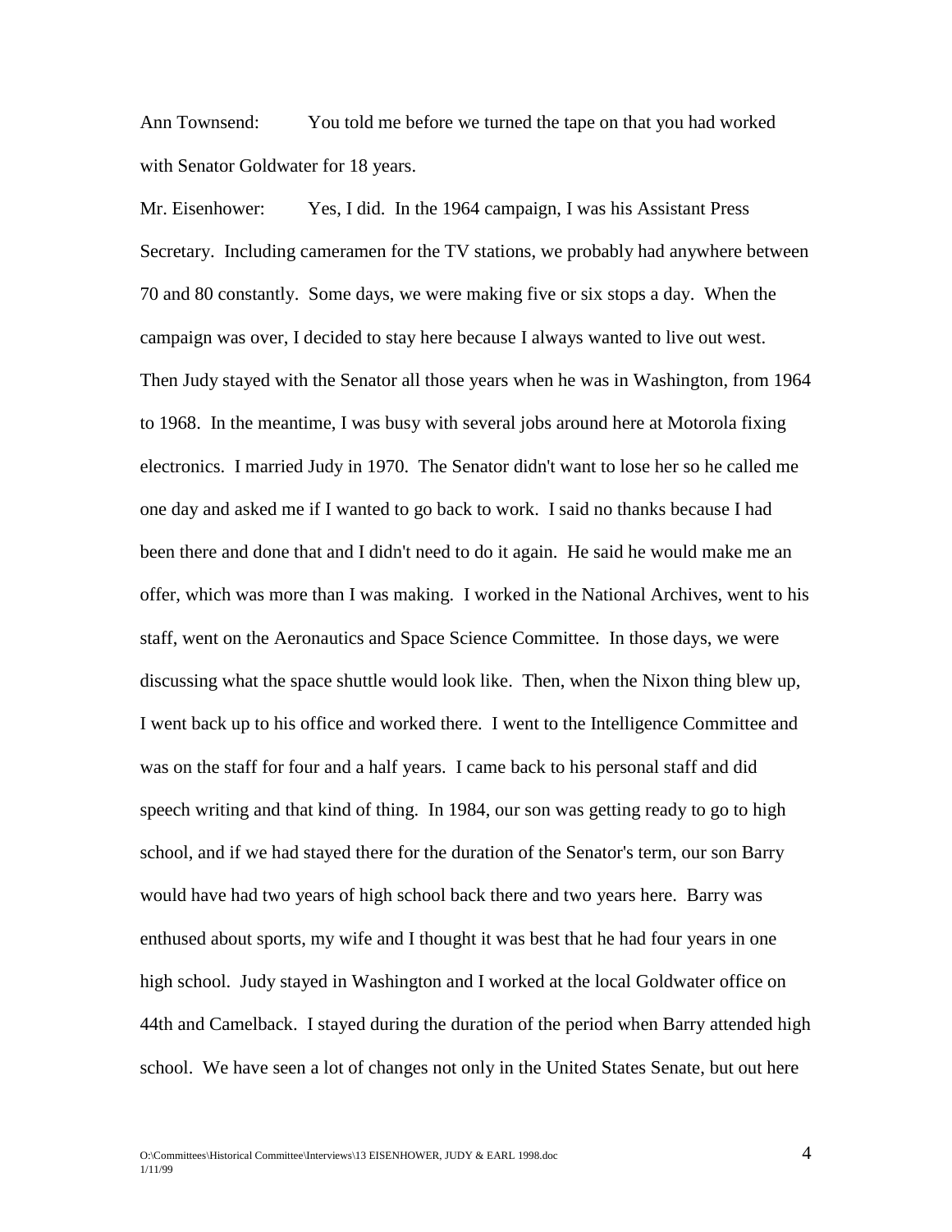Ann Townsend: You told me before we turned the tape on that you had worked with Senator Goldwater for 18 years.

Mr. Eisenhower: Yes, I did. In the 1964 campaign, I was his Assistant Press Secretary. Including cameramen for the TV stations, we probably had anywhere between 70 and 80 constantly. Some days, we were making five or six stops a day. When the campaign was over, I decided to stay here because I always wanted to live out west. Then Judy stayed with the Senator all those years when he was in Washington, from 1964 to 1968. In the meantime, I was busy with several jobs around here at Motorola fixing electronics. I married Judy in 1970. The Senator didn't want to lose her so he called me one day and asked me if I wanted to go back to work. I said no thanks because I had been there and done that and I didn't need to do it again. He said he would make me an offer, which was more than I was making. I worked in the National Archives, went to his staff, went on the Aeronautics and Space Science Committee. In those days, we were discussing what the space shuttle would look like. Then, when the Nixon thing blew up, I went back up to his office and worked there. I went to the Intelligence Committee and was on the staff for four and a half years. I came back to his personal staff and did speech writing and that kind of thing. In 1984, our son was getting ready to go to high school, and if we had stayed there for the duration of the Senator's term, our son Barry would have had two years of high school back there and two years here. Barry was enthused about sports, my wife and I thought it was best that he had four years in one high school. Judy stayed in Washington and I worked at the local Goldwater office on 44th and Camelback. I stayed during the duration of the period when Barry attended high school. We have seen a lot of changes not only in the United States Senate, but out here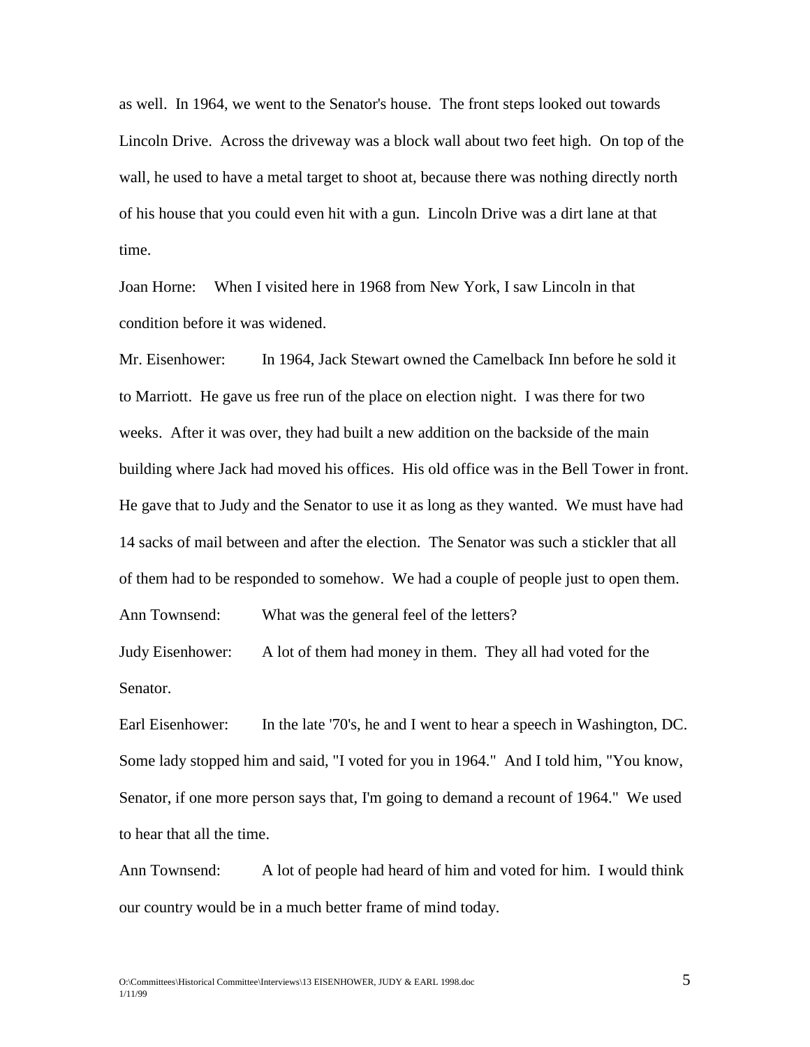as well. In 1964, we went to the Senator's house. The front steps looked out towards Lincoln Drive. Across the driveway was a block wall about two feet high. On top of the wall, he used to have a metal target to shoot at, because there was nothing directly north of his house that you could even hit with a gun. Lincoln Drive was a dirt lane at that time.

Joan Horne: When I visited here in 1968 from New York, I saw Lincoln in that condition before it was widened.

Mr. Eisenhower: In 1964, Jack Stewart owned the Camelback Inn before he sold it to Marriott. He gave us free run of the place on election night. I was there for two weeks. After it was over, they had built a new addition on the backside of the main building where Jack had moved his offices. His old office was in the Bell Tower in front. He gave that to Judy and the Senator to use it as long as they wanted. We must have had 14 sacks of mail between and after the election. The Senator was such a stickler that all of them had to be responded to somehow. We had a couple of people just to open them.

Ann Townsend: What was the general feel of the letters?

Judy Eisenhower: A lot of them had money in them. They all had voted for the Senator.

Earl Eisenhower: In the late '70's, he and I went to hear a speech in Washington, DC. Some lady stopped him and said, "I voted for you in 1964." And I told him, "You know, Senator, if one more person says that, I'm going to demand a recount of 1964." We used to hear that all the time.

Ann Townsend: A lot of people had heard of him and voted for him. I would think our country would be in a much better frame of mind today.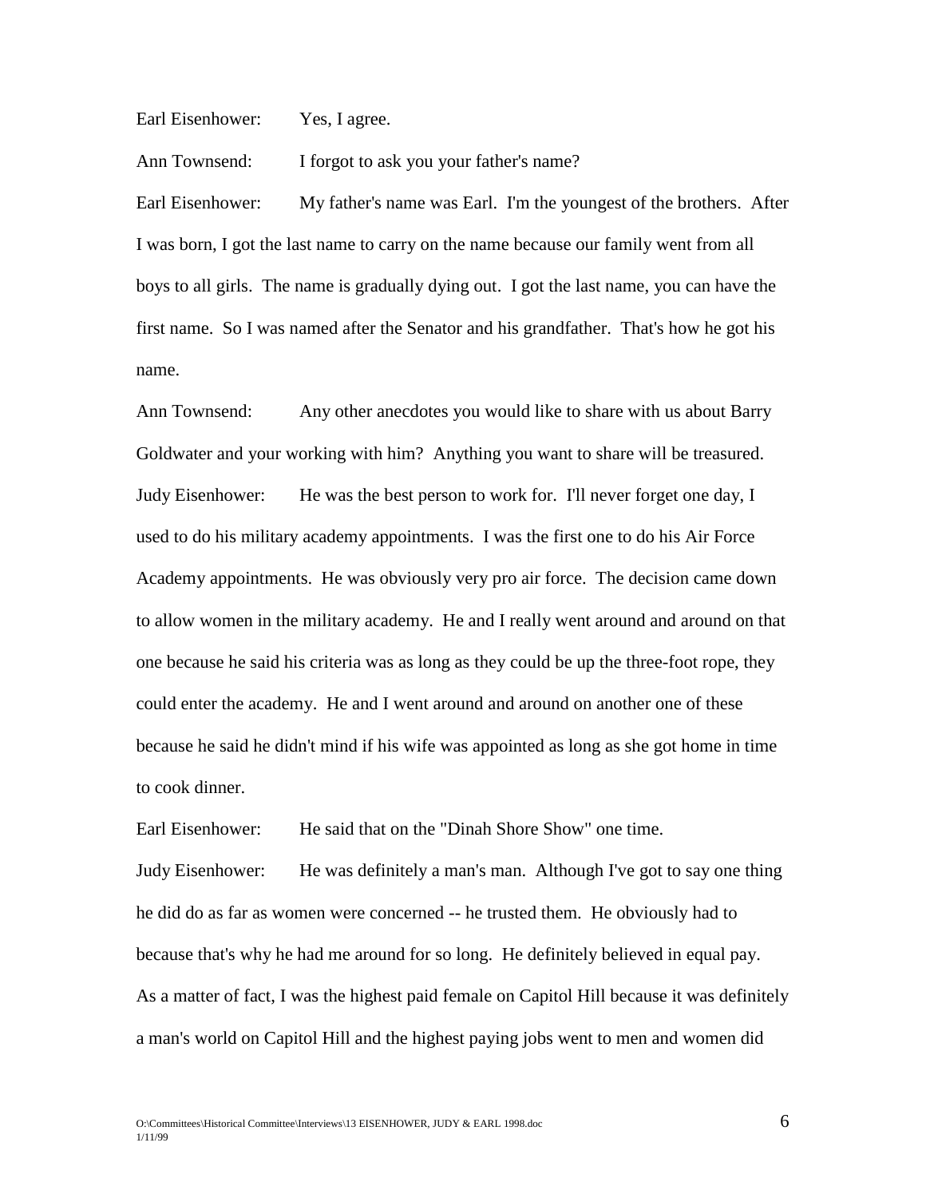Earl Eisenhower: Yes, I agree.

Ann Townsend: I forgot to ask you your father's name?

Earl Eisenhower: My father's name was Earl. I'm the youngest of the brothers. After I was born, I got the last name to carry on the name because our family went from all boys to all girls. The name is gradually dying out. I got the last name, you can have the first name. So I was named after the Senator and his grandfather. That's how he got his name.

Ann Townsend: Any other anecdotes you would like to share with us about Barry Goldwater and your working with him? Anything you want to share will be treasured.

Judy Eisenhower: He was the best person to work for. I'll never forget one day, I used to do his military academy appointments. I was the first one to do his Air Force Academy appointments. He was obviously very pro air force. The decision came down to allow women in the military academy. He and I really went around and around on that one because he said his criteria was as long as they could be up the three-foot rope, they could enter the academy. He and I went around and around on another one of these because he said he didn't mind if his wife was appointed as long as she got home in time to cook dinner.

Earl Eisenhower: He said that on the "Dinah Shore Show" one time.

Judy Eisenhower: He was definitely a man's man. Although I've got to say one thing he did do as far as women were concerned -- he trusted them. He obviously had to because that's why he had me around for so long. He definitely believed in equal pay. As a matter of fact, I was the highest paid female on Capitol Hill because it was definitely a man's world on Capitol Hill and the highest paying jobs went to men and women did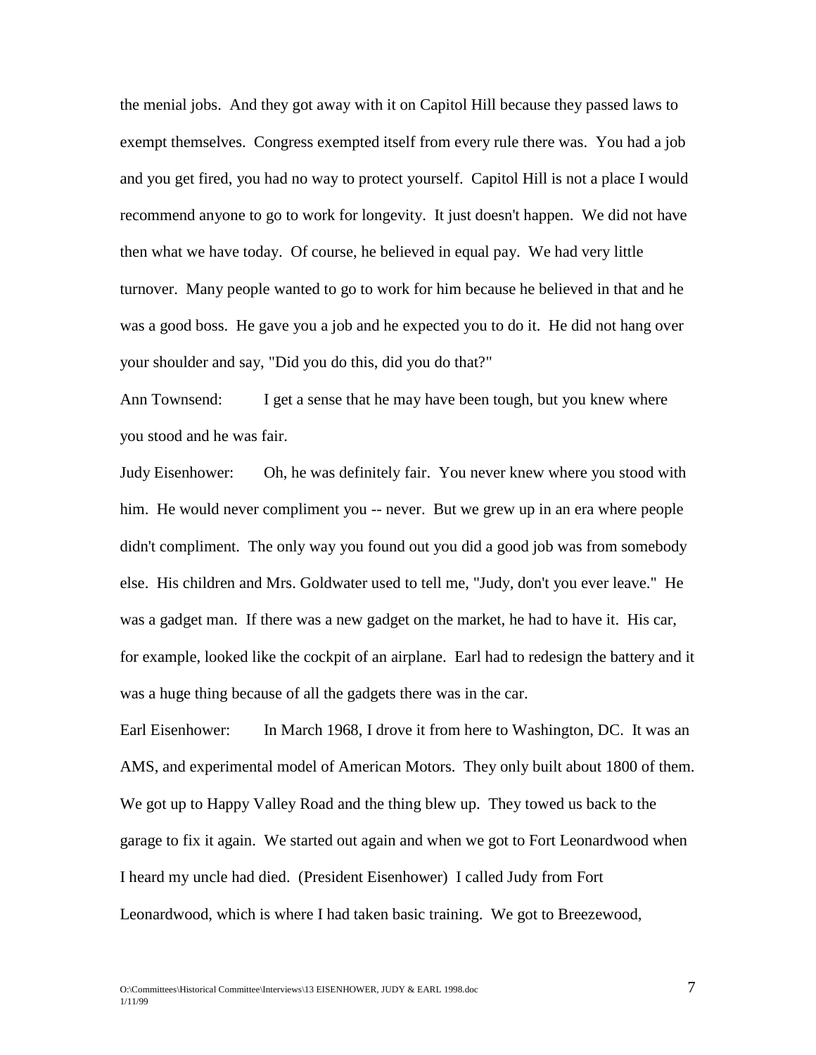the menial jobs. And they got away with it on Capitol Hill because they passed laws to exempt themselves. Congress exempted itself from every rule there was. You had a job and you get fired, you had no way to protect yourself. Capitol Hill is not a place I would recommend anyone to go to work for longevity. It just doesn't happen. We did not have then what we have today. Of course, he believed in equal pay. We had very little turnover. Many people wanted to go to work for him because he believed in that and he was a good boss. He gave you a job and he expected you to do it. He did not hang over your shoulder and say, "Did you do this, did you do that?"

Ann Townsend: I get a sense that he may have been tough, but you knew where you stood and he was fair.

Judy Eisenhower: Oh, he was definitely fair. You never knew where you stood with him. He would never compliment you -- never. But we grew up in an era where people didn't compliment. The only way you found out you did a good job was from somebody else. His children and Mrs. Goldwater used to tell me, "Judy, don't you ever leave." He was a gadget man. If there was a new gadget on the market, he had to have it. His car, for example, looked like the cockpit of an airplane. Earl had to redesign the battery and it was a huge thing because of all the gadgets there was in the car.

Earl Eisenhower: In March 1968, I drove it from here to Washington, DC. It was an AMS, and experimental model of American Motors. They only built about 1800 of them. We got up to Happy Valley Road and the thing blew up. They towed us back to the garage to fix it again. We started out again and when we got to Fort Leonardwood when I heard my uncle had died. (President Eisenhower) I called Judy from Fort Leonardwood, which is where I had taken basic training. We got to Breezewood,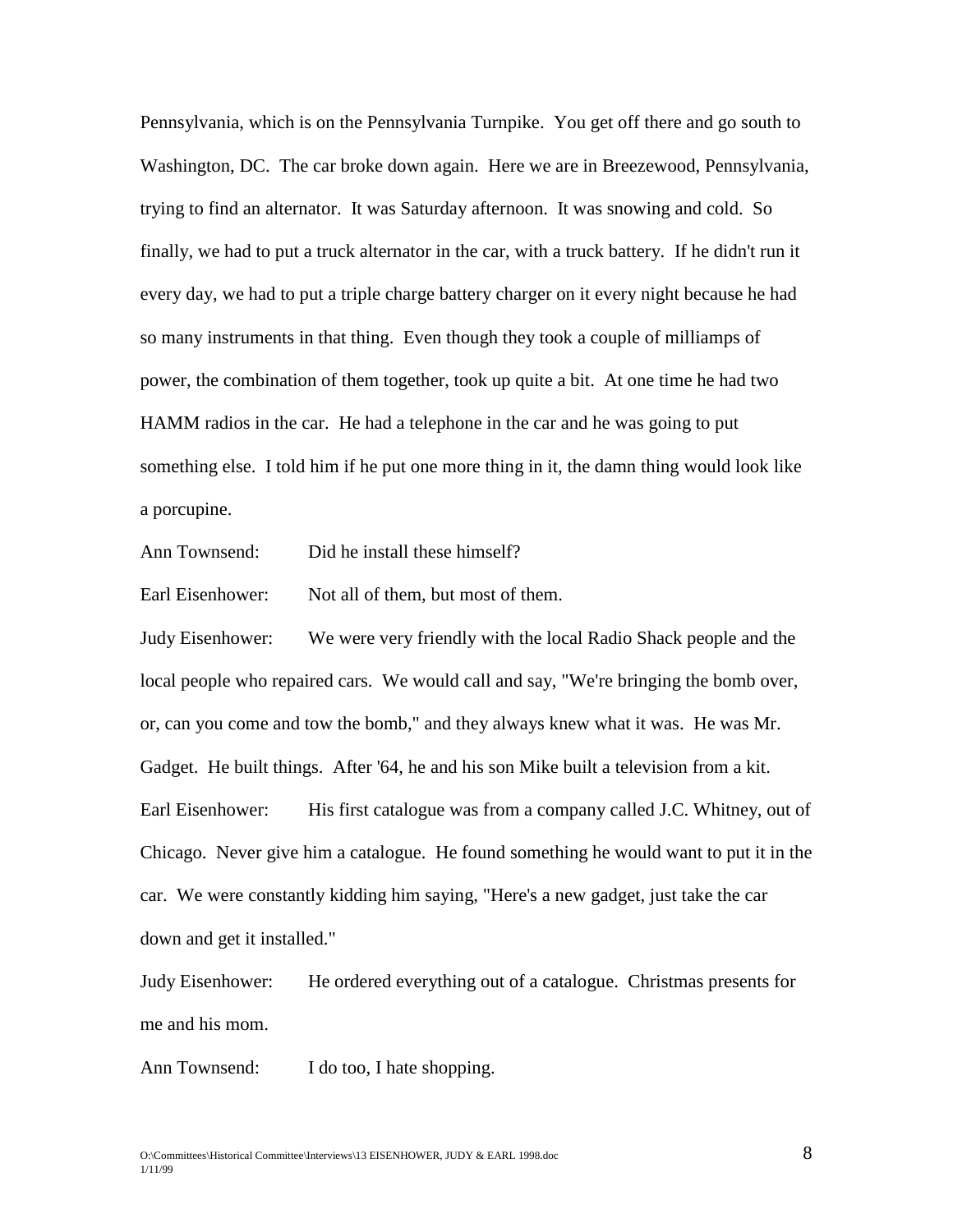Pennsylvania, which is on the Pennsylvania Turnpike. You get off there and go south to Washington, DC. The car broke down again. Here we are in Breezewood, Pennsylvania, trying to find an alternator. It was Saturday afternoon. It was snowing and cold. So finally, we had to put a truck alternator in the car, with a truck battery. If he didn't run it every day, we had to put a triple charge battery charger on it every night because he had so many instruments in that thing. Even though they took a couple of milliamps of power, the combination of them together, took up quite a bit. At one time he had two HAMM radios in the car. He had a telephone in the car and he was going to put something else. I told him if he put one more thing in it, the damn thing would look like a porcupine.

Ann Townsend: Did he install these himself?

Earl Eisenhower: Not all of them, but most of them.

Judy Eisenhower: We were very friendly with the local Radio Shack people and the local people who repaired cars. We would call and say, "We're bringing the bomb over, or, can you come and tow the bomb," and they always knew what it was. He was Mr. Gadget. He built things. After '64, he and his son Mike built a television from a kit.

Earl Eisenhower: His first catalogue was from a company called J.C. Whitney, out of Chicago. Never give him a catalogue. He found something he would want to put it in the car. We were constantly kidding him saying, "Here's a new gadget, just take the car down and get it installed."

Judy Eisenhower: He ordered everything out of a catalogue. Christmas presents for me and his mom.

Ann Townsend: I do too, I hate shopping.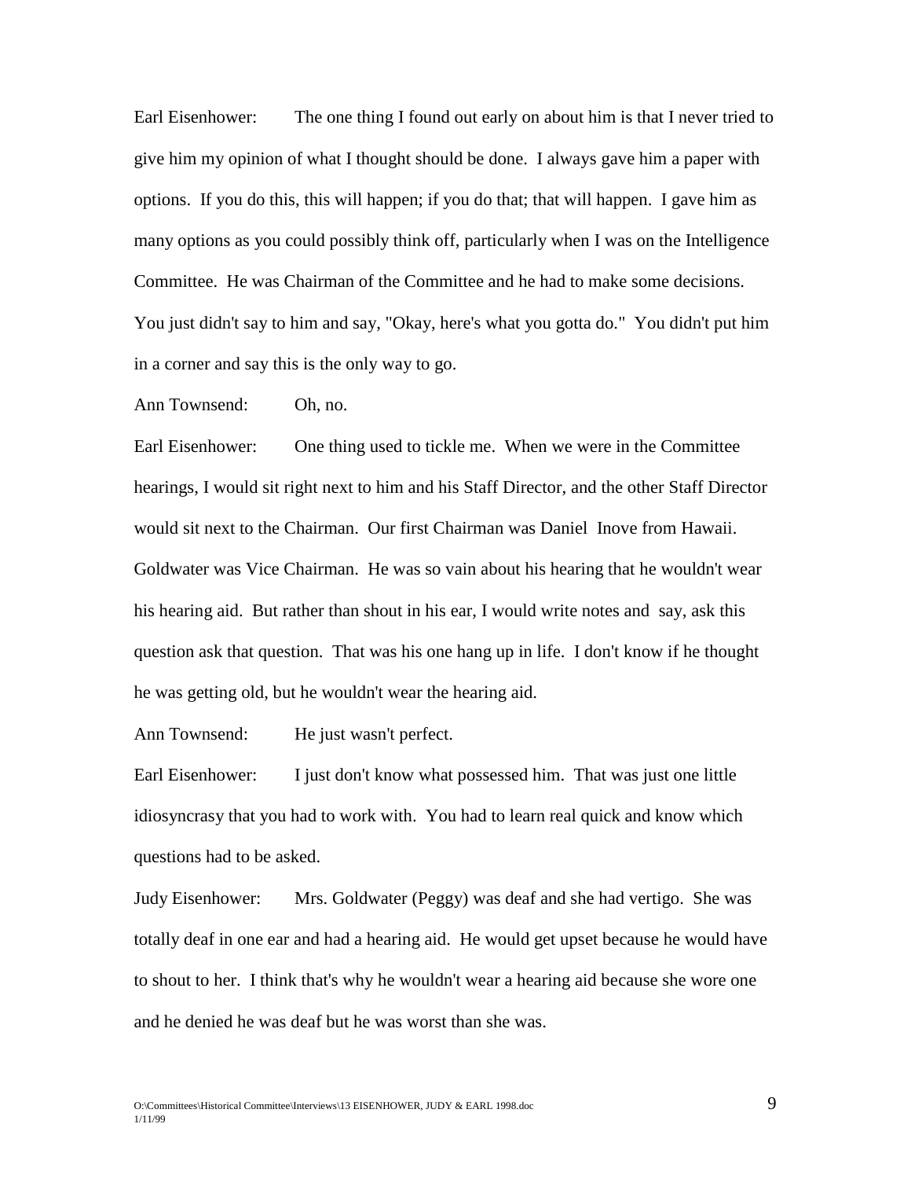Earl Eisenhower: The one thing I found out early on about him is that I never tried to give him my opinion of what I thought should be done. I always gave him a paper with options. If you do this, this will happen; if you do that; that will happen. I gave him as many options as you could possibly think off, particularly when I was on the Intelligence Committee. He was Chairman of the Committee and he had to make some decisions. You just didn't say to him and say, "Okay, here's what you gotta do." You didn't put him in a corner and say this is the only way to go.

Ann Townsend: Oh, no.

Earl Eisenhower: One thing used to tickle me. When we were in the Committee hearings, I would sit right next to him and his Staff Director, and the other Staff Director would sit next to the Chairman. Our first Chairman was Daniel Inove from Hawaii. Goldwater was Vice Chairman. He was so vain about his hearing that he wouldn't wear his hearing aid. But rather than shout in his ear, I would write notes and say, ask this question ask that question. That was his one hang up in life. I don't know if he thought he was getting old, but he wouldn't wear the hearing aid.

Ann Townsend: He just wasn't perfect.

Earl Eisenhower: I just don't know what possessed him. That was just one little idiosyncrasy that you had to work with. You had to learn real quick and know which questions had to be asked.

Judy Eisenhower: Mrs. Goldwater (Peggy) was deaf and she had vertigo. She was totally deaf in one ear and had a hearing aid. He would get upset because he would have to shout to her. I think that's why he wouldn't wear a hearing aid because she wore one and he denied he was deaf but he was worst than she was.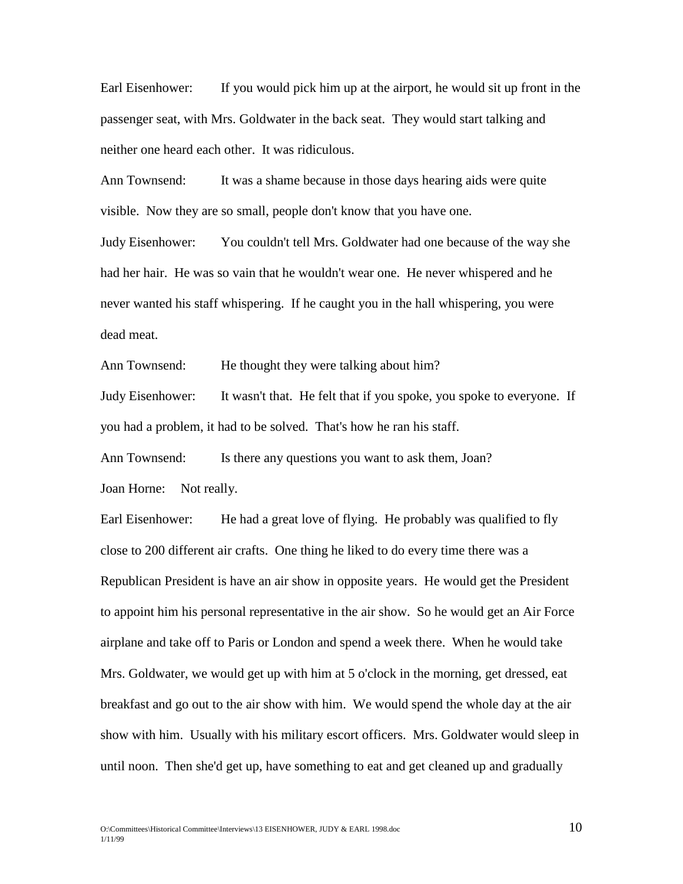Earl Eisenhower: If you would pick him up at the airport, he would sit up front in the passenger seat, with Mrs. Goldwater in the back seat. They would start talking and neither one heard each other. It was ridiculous.

Ann Townsend: It was a shame because in those days hearing aids were quite visible. Now they are so small, people don't know that you have one.

Judy Eisenhower: You couldn't tell Mrs. Goldwater had one because of the way she had her hair. He was so vain that he wouldn't wear one. He never whispered and he never wanted his staff whispering. If he caught you in the hall whispering, you were dead meat.

Ann Townsend: He thought they were talking about him?

Judy Eisenhower: It wasn't that. He felt that if you spoke, you spoke to everyone. If you had a problem, it had to be solved. That's how he ran his staff.

Ann Townsend: Is there any questions you want to ask them, Joan?

Joan Horne: Not really.

Earl Eisenhower: He had a great love of flying. He probably was qualified to fly close to 200 different air crafts. One thing he liked to do every time there was a Republican President is have an air show in opposite years. He would get the President to appoint him his personal representative in the air show. So he would get an Air Force airplane and take off to Paris or London and spend a week there. When he would take Mrs. Goldwater, we would get up with him at 5 o'clock in the morning, get dressed, eat breakfast and go out to the air show with him. We would spend the whole day at the air show with him. Usually with his military escort officers. Mrs. Goldwater would sleep in until noon. Then she'd get up, have something to eat and get cleaned up and gradually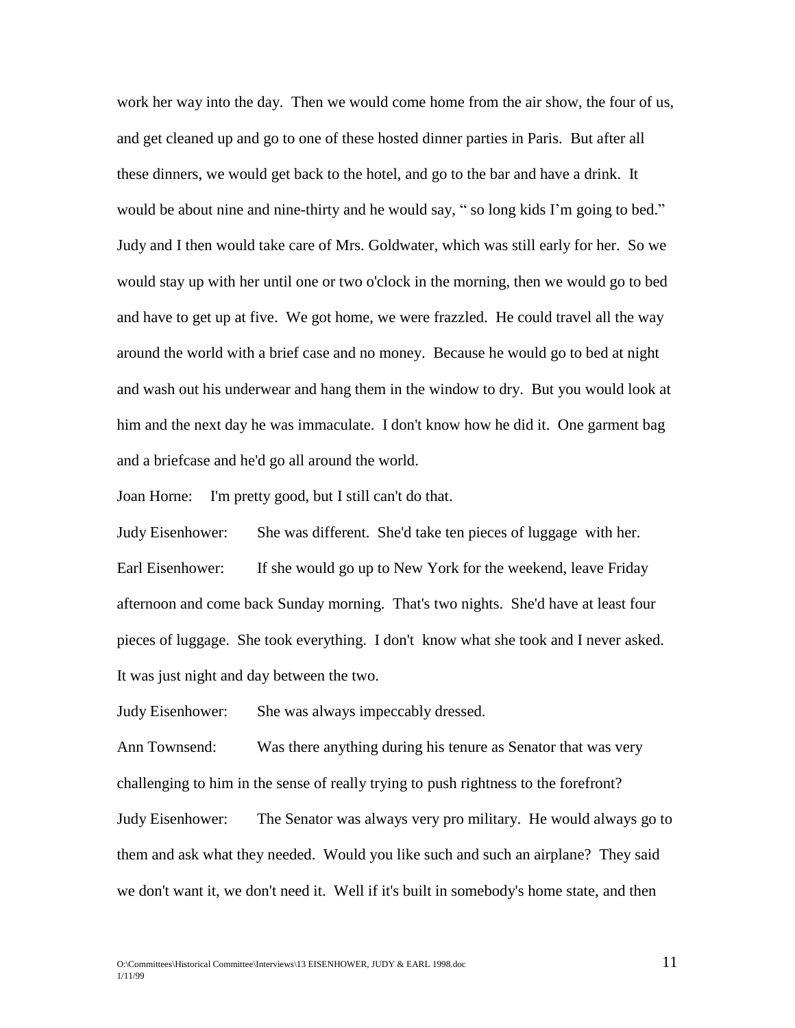work her way into the day. Then we would come home from the air show, the four of us, and get cleaned up and go to one of these hosted dinner parties in Paris. But after all these dinners, we would get back to the hotel, and go to the bar and have a drink. It would be about nine and nine-thirty and he would say, " so long kids I'm going to bed." Judy and I then would take care of Mrs. Goldwater, which was still early for her. So we would stay up with her until one or two o'clock in the morning, then we would go to bed and have to get up at five. We got home, we were frazzled. He could travel all the way around the world with a brief case and no money. Because he would go to bed at night and wash out his underwear and hang them in the window to dry. But you would look at him and the next day he was immaculate. I don't know how he did it. One garment bag and a briefcase and he'd go all around the world.

Joan Horne: I'm pretty good, but I still can't do that.

Judy Eisenhower: She was different. She'd take ten pieces of luggage with her.

Earl Eisenhower: If she would go up to New York for the weekend, leave Friday afternoon and come back Sunday morning. That's two nights. She'd have at least four pieces of luggage. She took everything. I don't know what she took and I never asked. It was just night and day between the two.

Judy Eisenhower: She was always impeccably dressed.

Ann Townsend: Was there anything during his tenure as Senator that was very challenging to him in the sense of really trying to push rightness to the forefront?

Judy Eisenhower: The Senator was always very pro military. He would always go to them and ask what they needed. Would you like such and such an airplane? They said we don't want it, we don't need it. Well if it's built in somebody's home state, and then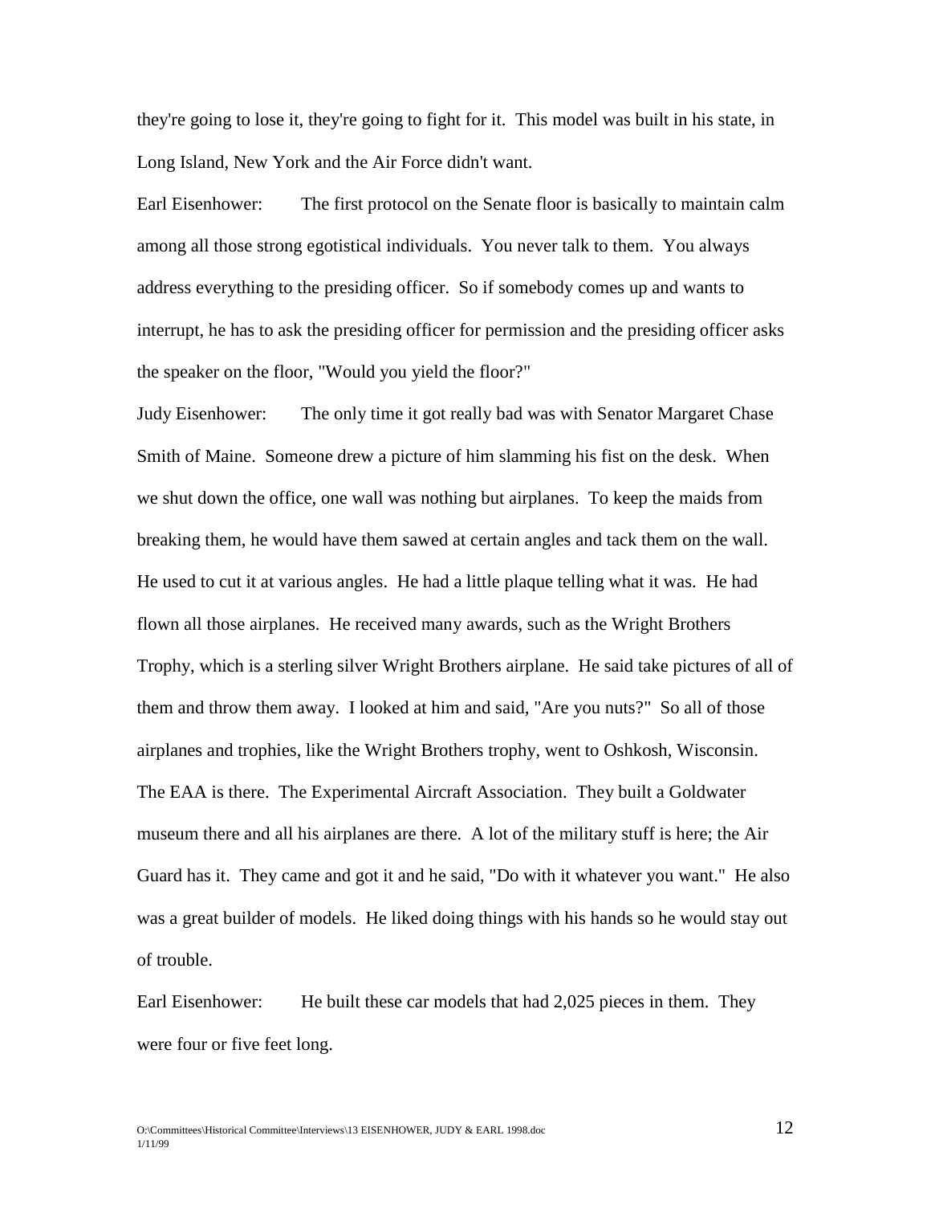they're going to lose it, they're going to fight for it. This model was built in his state, in Long Island, New York and the Air Force didn't want.

Earl Eisenhower: The first protocol on the Senate floor is basically to maintain calm among all those strong egotistical individuals. You never talk to them. You always address everything to the presiding officer. So if somebody comes up and wants to interrupt, he has to ask the presiding officer for permission and the presiding officer asks the speaker on the floor, "Would you yield the floor?"

Judy Eisenhower: The only time it got really bad was with Senator Margaret Chase Smith of Maine. Someone drew a picture of him slamming his fist on the desk. When we shut down the office, one wall was nothing but airplanes. To keep the maids from breaking them, he would have them sawed at certain angles and tack them on the wall. He used to cut it at various angles. He had a little plaque telling what it was. He had flown all those airplanes. He received many awards, such as the Wright Brothers Trophy, which is a sterling silver Wright Brothers airplane. He said take pictures of all of them and throw them away. I looked at him and said, "Are you nuts?" So all of those airplanes and trophies, like the Wright Brothers trophy, went to Oshkosh, Wisconsin. The EAA is there. The Experimental Aircraft Association. They built a Goldwater museum there and all his airplanes are there. A lot of the military stuff is here; the Air Guard has it. They came and got it and he said, "Do with it whatever you want." He also was a great builder of models. He liked doing things with his hands so he would stay out of trouble.

Earl Eisenhower: He built these car models that had 2,025 pieces in them. They were four or five feet long.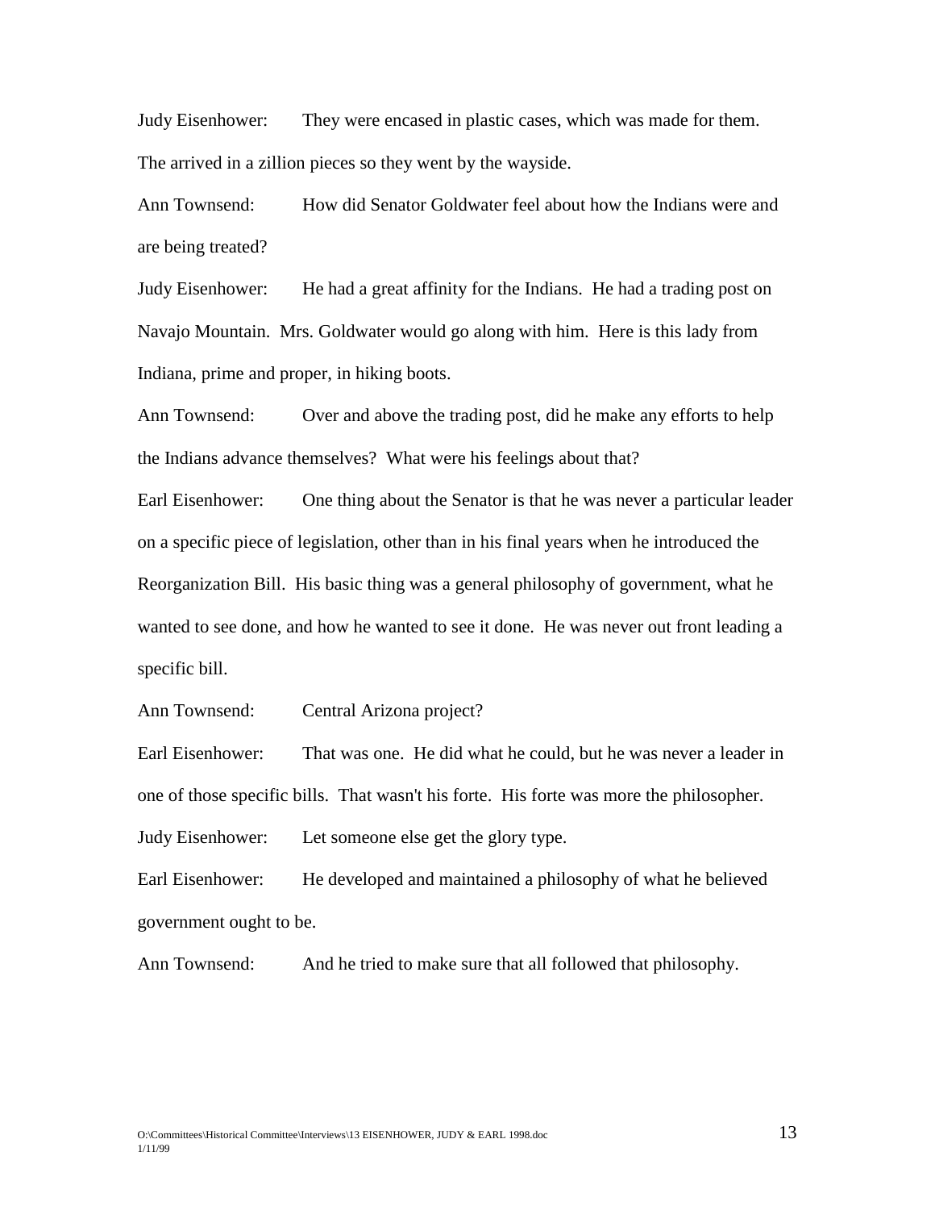Judy Eisenhower: They were encased in plastic cases, which was made for them. The arrived in a zillion pieces so they went by the wayside.

Ann Townsend: How did Senator Goldwater feel about how the Indians were and are being treated?

Judy Eisenhower: He had a great affinity for the Indians. He had a trading post on Navajo Mountain. Mrs. Goldwater would go along with him. Here is this lady from Indiana, prime and proper, in hiking boots.

Ann Townsend: Over and above the trading post, did he make any efforts to help the Indians advance themselves? What were his feelings about that?

Earl Eisenhower: One thing about the Senator is that he was never a particular leader on a specific piece of legislation, other than in his final years when he introduced the Reorganization Bill. His basic thing was a general philosophy of government, what he wanted to see done, and how he wanted to see it done. He was never out front leading a specific bill.

Ann Townsend: Central Arizona project?

Earl Eisenhower: That was one. He did what he could, but he was never a leader in one of those specific bills. That wasn't his forte. His forte was more the philosopher.

Judy Eisenhower: Let someone else get the glory type.

Earl Eisenhower: He developed and maintained a philosophy of what he believed government ought to be.

Ann Townsend: And he tried to make sure that all followed that philosophy.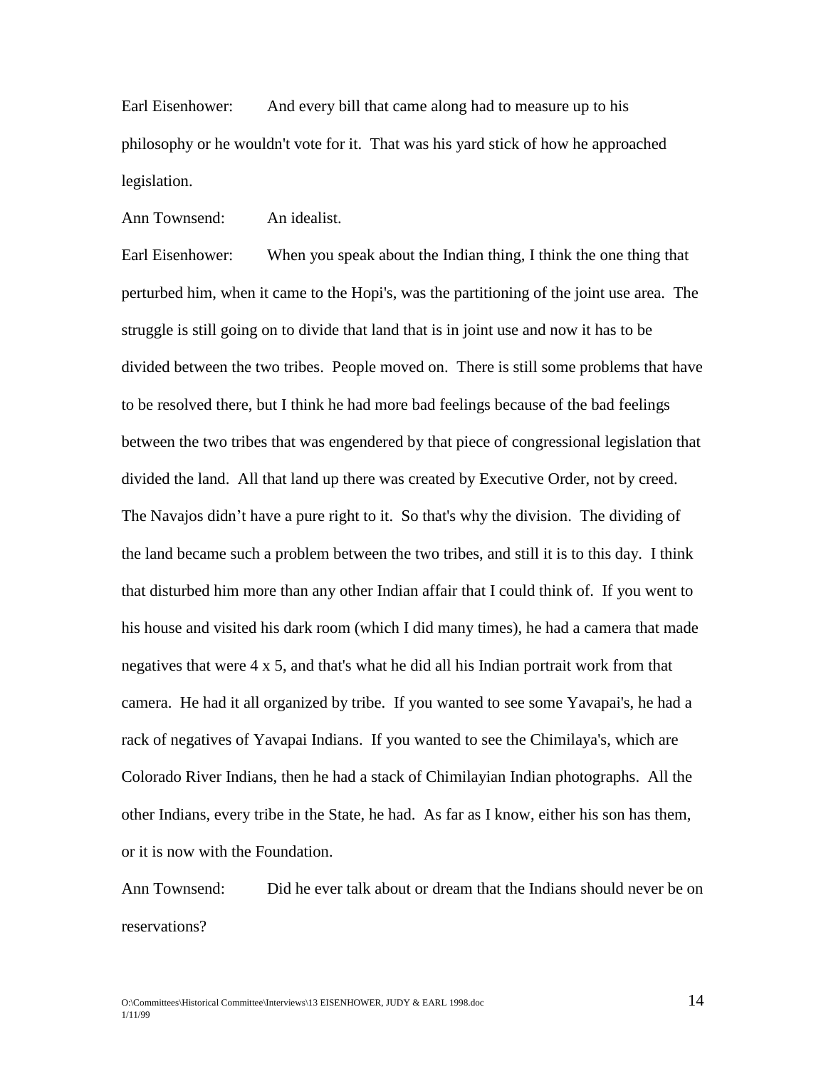Earl Eisenhower: And every bill that came along had to measure up to his philosophy or he wouldn't vote for it. That was his yard stick of how he approached legislation.

Ann Townsend: An idealist.

Earl Eisenhower: When you speak about the Indian thing, I think the one thing that perturbed him, when it came to the Hopi's, was the partitioning of the joint use area. The struggle is still going on to divide that land that is in joint use and now it has to be divided between the two tribes. People moved on. There is still some problems that have to be resolved there, but I think he had more bad feelings because of the bad feelings between the two tribes that was engendered by that piece of congressional legislation that divided the land. All that land up there was created by Executive Order, not by creed. The Navajos didn't have a pure right to it. So that's why the division. The dividing of the land became such a problem between the two tribes, and still it is to this day. I think that disturbed him more than any other Indian affair that I could think of. If you went to his house and visited his dark room (which I did many times), he had a camera that made negatives that were 4 x 5, and that's what he did all his Indian portrait work from that camera. He had it all organized by tribe. If you wanted to see some Yavapai's, he had a rack of negatives of Yavapai Indians. If you wanted to see the Chimilaya's, which are Colorado River Indians, then he had a stack of Chimilayian Indian photographs. All the other Indians, every tribe in the State, he had. As far as I know, either his son has them, or it is now with the Foundation.

Ann Townsend: Did he ever talk about or dream that the Indians should never be on reservations?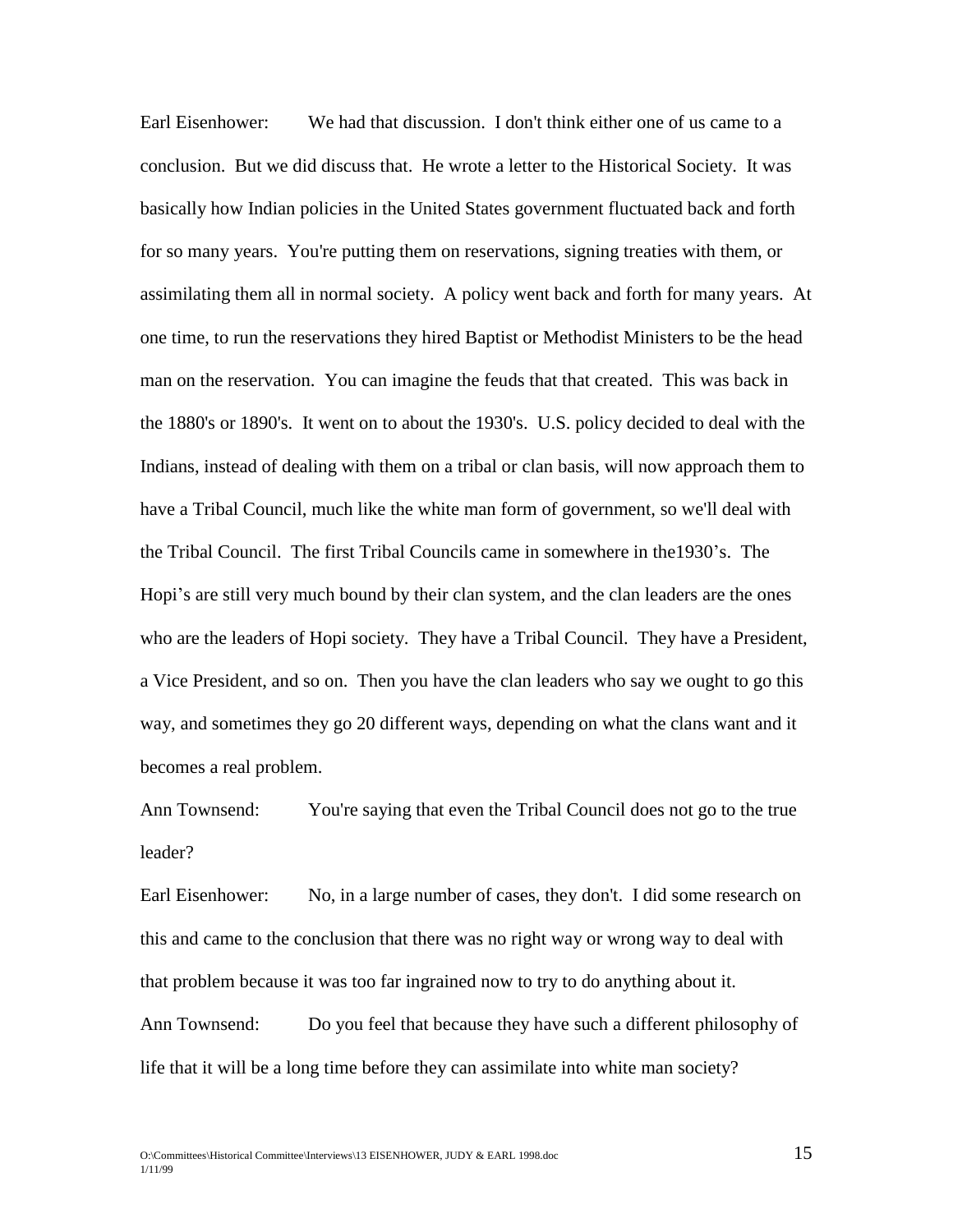Earl Eisenhower: We had that discussion. I don't think either one of us came to a conclusion. But we did discuss that. He wrote a letter to the Historical Society. It was basically how Indian policies in the United States government fluctuated back and forth for so many years. You're putting them on reservations, signing treaties with them, or assimilating them all in normal society. A policy went back and forth for many years. At one time, to run the reservations they hired Baptist or Methodist Ministers to be the head man on the reservation. You can imagine the feuds that that created. This was back in the 1880's or 1890's. It went on to about the 1930's. U.S. policy decided to deal with the Indians, instead of dealing with them on a tribal or clan basis, will now approach them to have a Tribal Council, much like the white man form of government, so we'll deal with the Tribal Council. The first Tribal Councils came in somewhere in the1930's. The Hopi's are still very much bound by their clan system, and the clan leaders are the ones who are the leaders of Hopi society. They have a Tribal Council. They have a President, a Vice President, and so on. Then you have the clan leaders who say we ought to go this way, and sometimes they go 20 different ways, depending on what the clans want and it becomes a real problem.

Ann Townsend: You're saying that even the Tribal Council does not go to the true leader?

Earl Eisenhower: No, in a large number of cases, they don't. I did some research on this and came to the conclusion that there was no right way or wrong way to deal with that problem because it was too far ingrained now to try to do anything about it.

Ann Townsend: Do you feel that because they have such a different philosophy of life that it will be a long time before they can assimilate into white man society?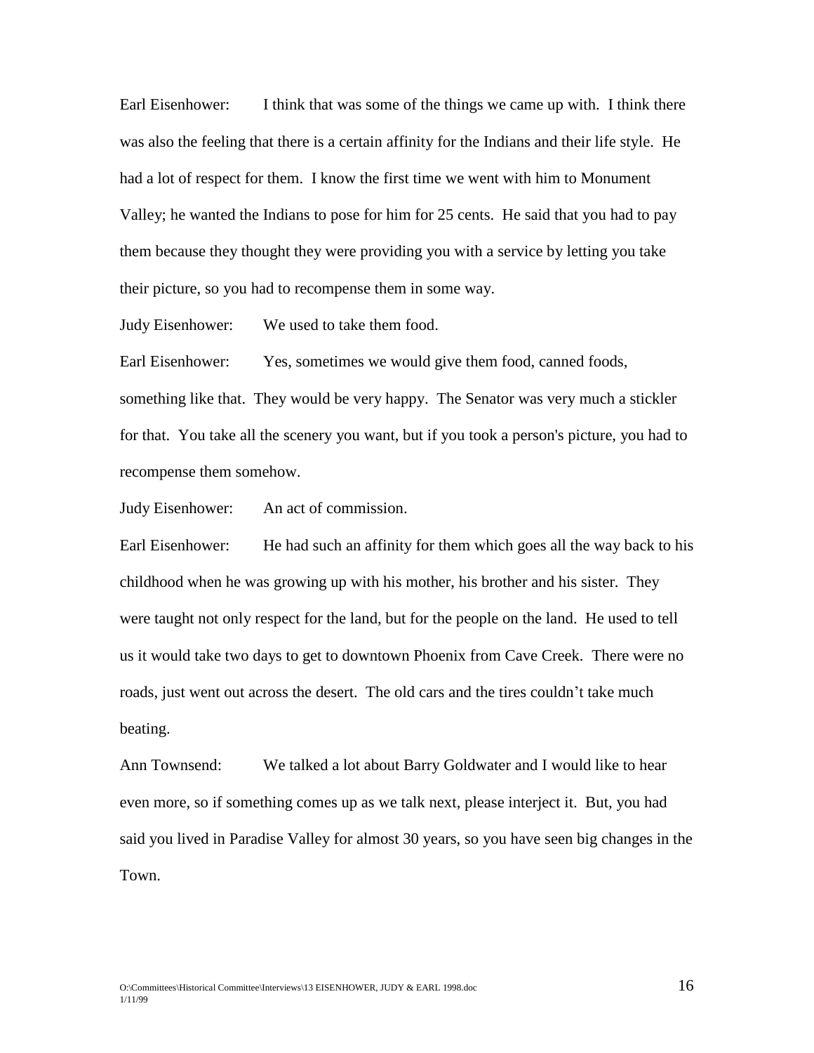Earl Eisenhower: I think that was some of the things we came up with. I think there was also the feeling that there is a certain affinity for the Indians and their life style. He had a lot of respect for them. I know the first time we went with him to Monument Valley; he wanted the Indians to pose for him for 25 cents. He said that you had to pay them because they thought they were providing you with a service by letting you take their picture, so you had to recompense them in some way.

Judy Eisenhower: We used to take them food.

Earl Eisenhower: Yes, sometimes we would give them food, canned foods, something like that. They would be very happy. The Senator was very much a stickler for that. You take all the scenery you want, but if you took a person's picture, you had to recompense them somehow.

Judy Eisenhower: An act of commission.

Earl Eisenhower: He had such an affinity for them which goes all the way back to his childhood when he was growing up with his mother, his brother and his sister. They were taught not only respect for the land, but for the people on the land. He used to tell us it would take two days to get to downtown Phoenix from Cave Creek. There were no roads, just went out across the desert. The old cars and the tires couldn't take much beating.

Ann Townsend: We talked a lot about Barry Goldwater and I would like to hear even more, so if something comes up as we talk next, please interject it. But, you had said you lived in Paradise Valley for almost 30 years, so you have seen big changes in the Town.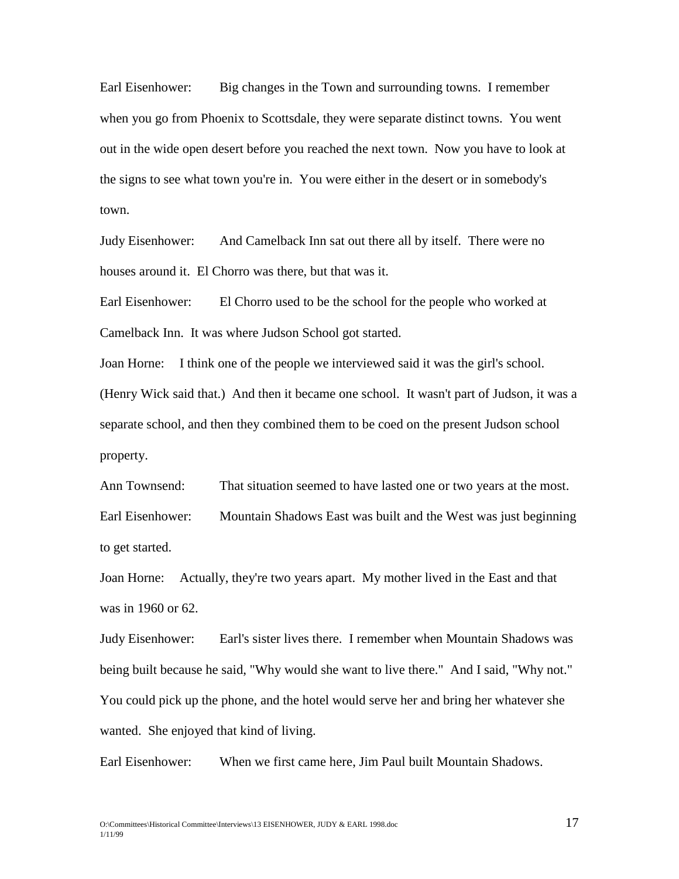Earl Eisenhower: Big changes in the Town and surrounding towns. I remember when you go from Phoenix to Scottsdale, they were separate distinct towns. You went out in the wide open desert before you reached the next town. Now you have to look at the signs to see what town you're in. You were either in the desert or in somebody's town.

Judy Eisenhower: And Camelback Inn sat out there all by itself. There were no houses around it. El Chorro was there, but that was it.

Earl Eisenhower: El Chorro used to be the school for the people who worked at Camelback Inn. It was where Judson School got started.

Joan Horne: I think one of the people we interviewed said it was the girl's school. (Henry Wick said that.) And then it became one school. It wasn't part of Judson, it was a separate school, and then they combined them to be coed on the present Judson school property.

Ann Townsend: That situation seemed to have lasted one or two years at the most.

Earl Eisenhower: Mountain Shadows East was built and the West was just beginning to get started.

Joan Horne: Actually, they're two years apart. My mother lived in the East and that was in 1960 or 62.

Judy Eisenhower: Earl's sister lives there. I remember when Mountain Shadows was being built because he said, "Why would she want to live there." And I said, "Why not." You could pick up the phone, and the hotel would serve her and bring her whatever she wanted. She enjoyed that kind of living.

Earl Eisenhower: When we first came here, Jim Paul built Mountain Shadows.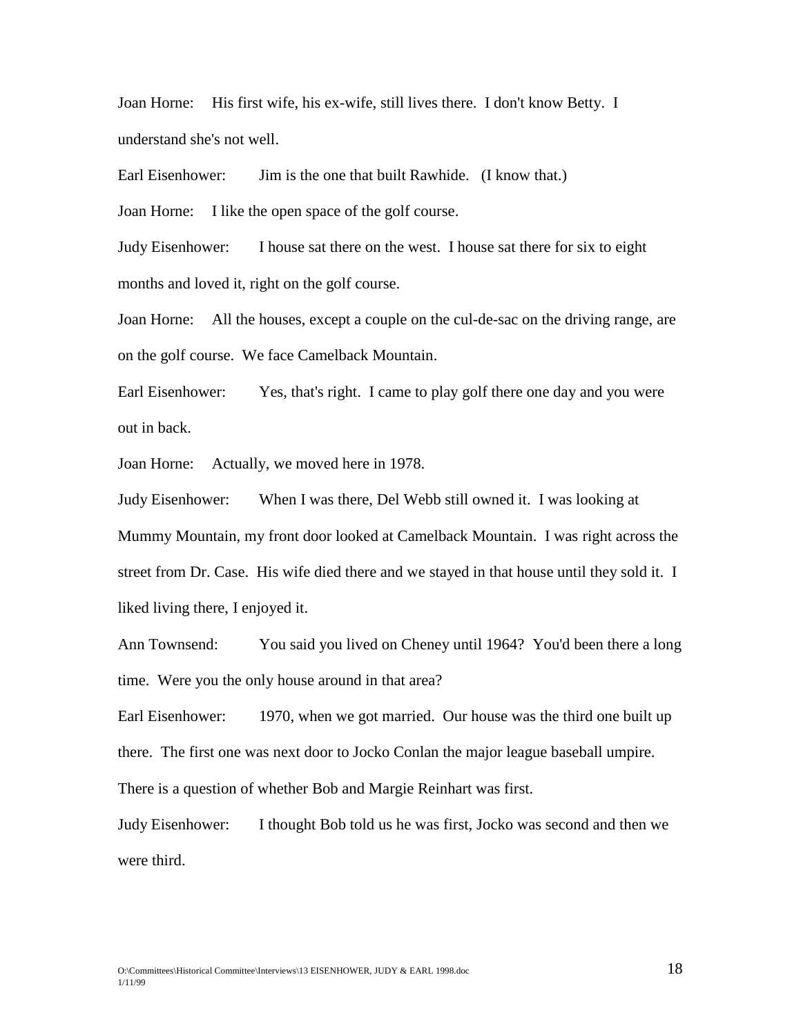Joan Horne: His first wife, his ex-wife, still lives there. I don't know Betty. I understand she's not well.

Earl Eisenhower: Jim is the one that built Rawhide. (I know that.)

Joan Horne: I like the open space of the golf course.

Judy Eisenhower: I house sat there on the west. I house sat there for six to eight months and loved it, right on the golf course.

Joan Horne: All the houses, except a couple on the cul-de-sac on the driving range, are on the golf course. We face Camelback Mountain.

Earl Eisenhower: Yes, that's right. I came to play golf there one day and you were out in back.

Joan Horne: Actually, we moved here in 1978.

Judy Eisenhower: When I was there, Del Webb still owned it. I was looking at Mummy Mountain, my front door looked at Camelback Mountain. I was right across the street from Dr. Case. His wife died there and we stayed in that house until they sold it. I liked living there, I enjoyed it.

Ann Townsend: You said you lived on Cheney until 1964? You'd been there a long time. Were you the only house around in that area?

Earl Eisenhower: 1970, when we got married. Our house was the third one built up there. The first one was next door to Jocko Conlan the major league baseball umpire. There is a question of whether Bob and Margie Reinhart was first.

Judy Eisenhower: I thought Bob told us he was first, Jocko was second and then we were third.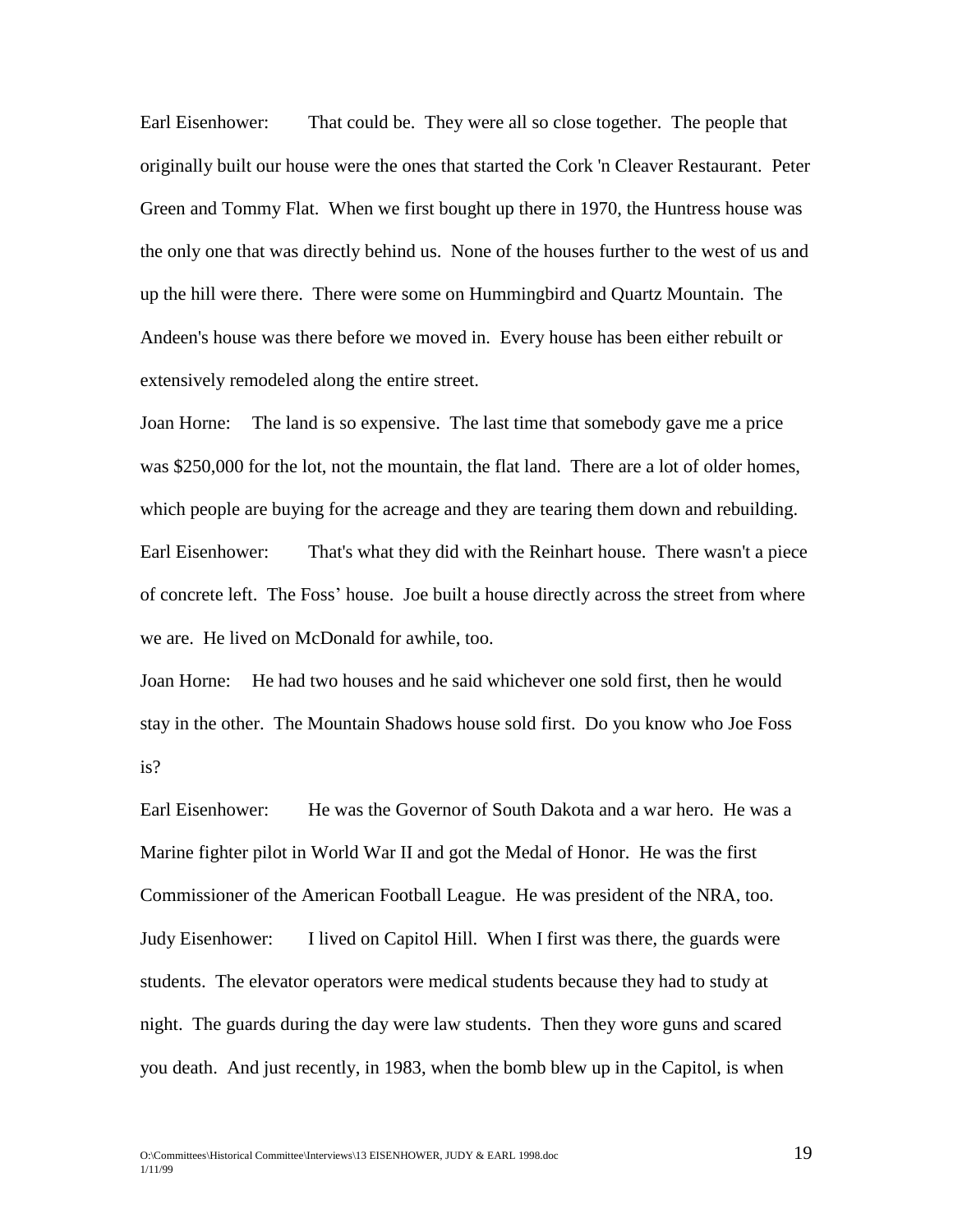Earl Eisenhower: That could be. They were all so close together. The people that originally built our house were the ones that started the Cork 'n Cleaver Restaurant. Peter Green and Tommy Flat. When we first bought up there in 1970, the Huntress house was the only one that was directly behind us. None of the houses further to the west of us and up the hill were there. There were some on Hummingbird and Quartz Mountain. The Andeen's house was there before we moved in. Every house has been either rebuilt or extensively remodeled along the entire street.

Joan Horne: The land is so expensive. The last time that somebody gave me a price was $250,000 for the lot, not the mountain, the flat land. There are a lot of older homes, which people are buying for the acreage and they are tearing them down and rebuilding.

Earl Eisenhower: That's what they did with the Reinhart house. There wasn't a piece of concrete left. The Foss' house. Joe built a house directly across the street from where we are. He lived on McDonald for awhile, too.

Joan Horne: He had two houses and he said whichever one sold first, then he would stay in the other. The Mountain Shadows house sold first. Do you know who Joe Foss is?

Earl Eisenhower: He was the Governor of South Dakota and a war hero. He was a Marine fighter pilot in World War II and got the Medal of Honor. He was the first Commissioner of the American Football League. He was president of the NRA, too.

Judy Eisenhower: I lived on Capitol Hill. When I first was there, the guards were students. The elevator operators were medical students because they had to study at night. The guards during the day were law students. Then they wore guns and scared you death. And just recently, in 1983, when the bomb blew up in the Capitol, is when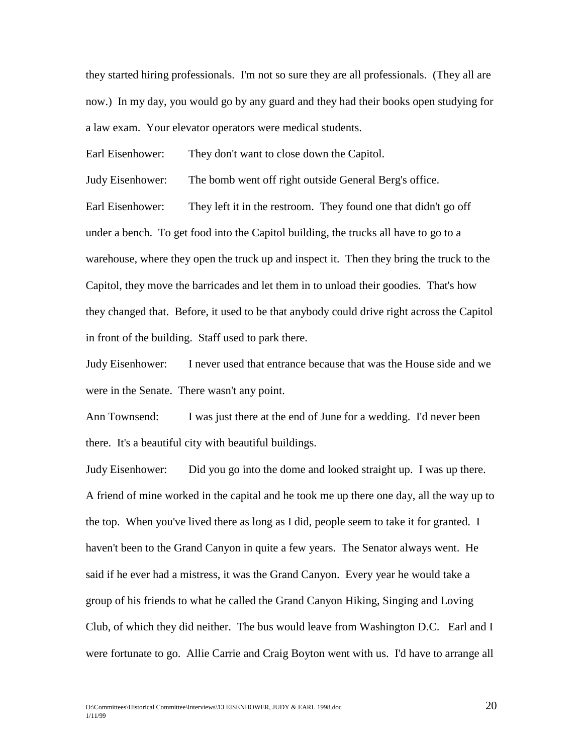they started hiring professionals. I'm not so sure they are all professionals. (They all are now.) In my day, you would go by any guard and they had their books open studying for a law exam. Your elevator operators were medical students.

Earl Eisenhower: They don't want to close down the Capitol.

Judy Eisenhower: The bomb went off right outside General Berg's office.

Earl Eisenhower: They left it in the restroom. They found one that didn't go off under a bench. To get food into the Capitol building, the trucks all have to go to a warehouse, where they open the truck up and inspect it. Then they bring the truck to the Capitol, they move the barricades and let them in to unload their goodies. That's how they changed that. Before, it used to be that anybody could drive right across the Capitol in front of the building. Staff used to park there.

Judy Eisenhower: I never used that entrance because that was the House side and we were in the Senate. There wasn't any point.

Ann Townsend: I was just there at the end of June for a wedding. I'd never been there. It's a beautiful city with beautiful buildings.

Judy Eisenhower: Did you go into the dome and looked straight up. I was up there. A friend of mine worked in the capital and he took me up there one day, all the way up to the top. When you've lived there as long as I did, people seem to take it for granted. I haven't been to the Grand Canyon in quite a few years. The Senator always went. He said if he ever had a mistress, it was the Grand Canyon. Every year he would take a group of his friends to what he called the Grand Canyon Hiking, Singing and Loving Club, of which they did neither. The bus would leave from Washington D.C. Earl and I were fortunate to go. Allie Carrie and Craig Boyton went with us. I'd have to arrange all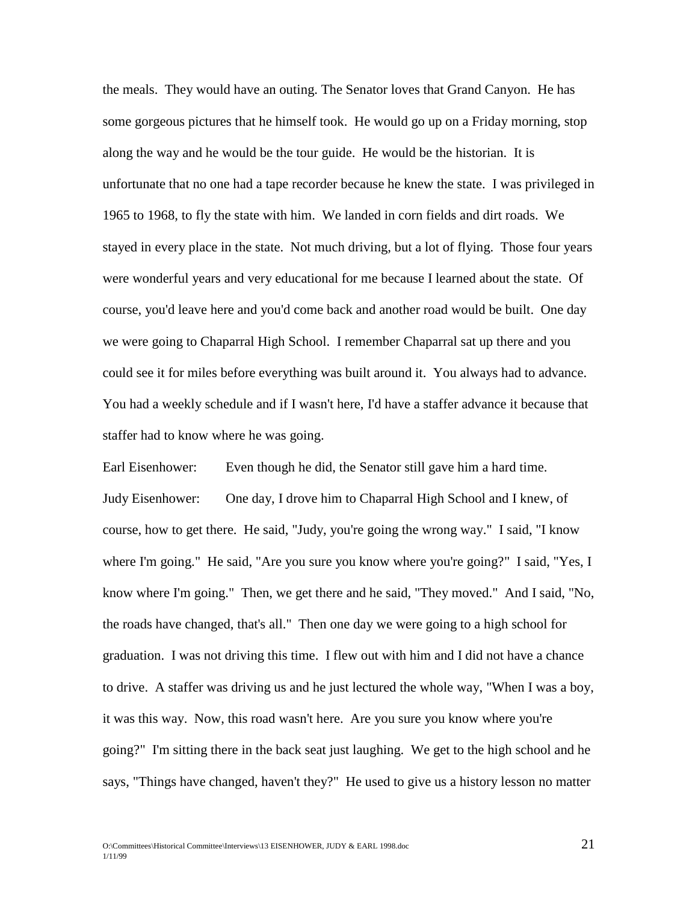the meals. They would have an outing. The Senator loves that Grand Canyon. He has some gorgeous pictures that he himself took. He would go up on a Friday morning, stop along the way and he would be the tour guide. He would be the historian. It is unfortunate that no one had a tape recorder because he knew the state. I was privileged in 1965 to 1968, to fly the state with him. We landed in corn fields and dirt roads. We stayed in every place in the state. Not much driving, but a lot of flying. Those four years were wonderful years and very educational for me because I learned about the state. Of course, you'd leave here and you'd come back and another road would be built. One day we were going to Chaparral High School. I remember Chaparral sat up there and you could see it for miles before everything was built around it. You always had to advance. You had a weekly schedule and if I wasn't here, I'd have a staffer advance it because that staffer had to know where he was going.

Earl Eisenhower: Even though he did, the Senator still gave him a hard time.

Judy Eisenhower: One day, I drove him to Chaparral High School and I knew, of course, how to get there. He said, "Judy, you're going the wrong way." I said, "I know where I'm going." He said, "Are you sure you know where you're going?" I said, "Yes, I know where I'm going." Then, we get there and he said, "They moved." And I said, "No, the roads have changed, that's all." Then one day we were going to a high school for graduation. I was not driving this time. I flew out with him and I did not have a chance to drive. A staffer was driving us and he just lectured the whole way, "When I was a boy, it was this way. Now, this road wasn't here. Are you sure you know where you're going?" I'm sitting there in the back seat just laughing. We get to the high school and he says, "Things have changed, haven't they?" He used to give us a history lesson no matter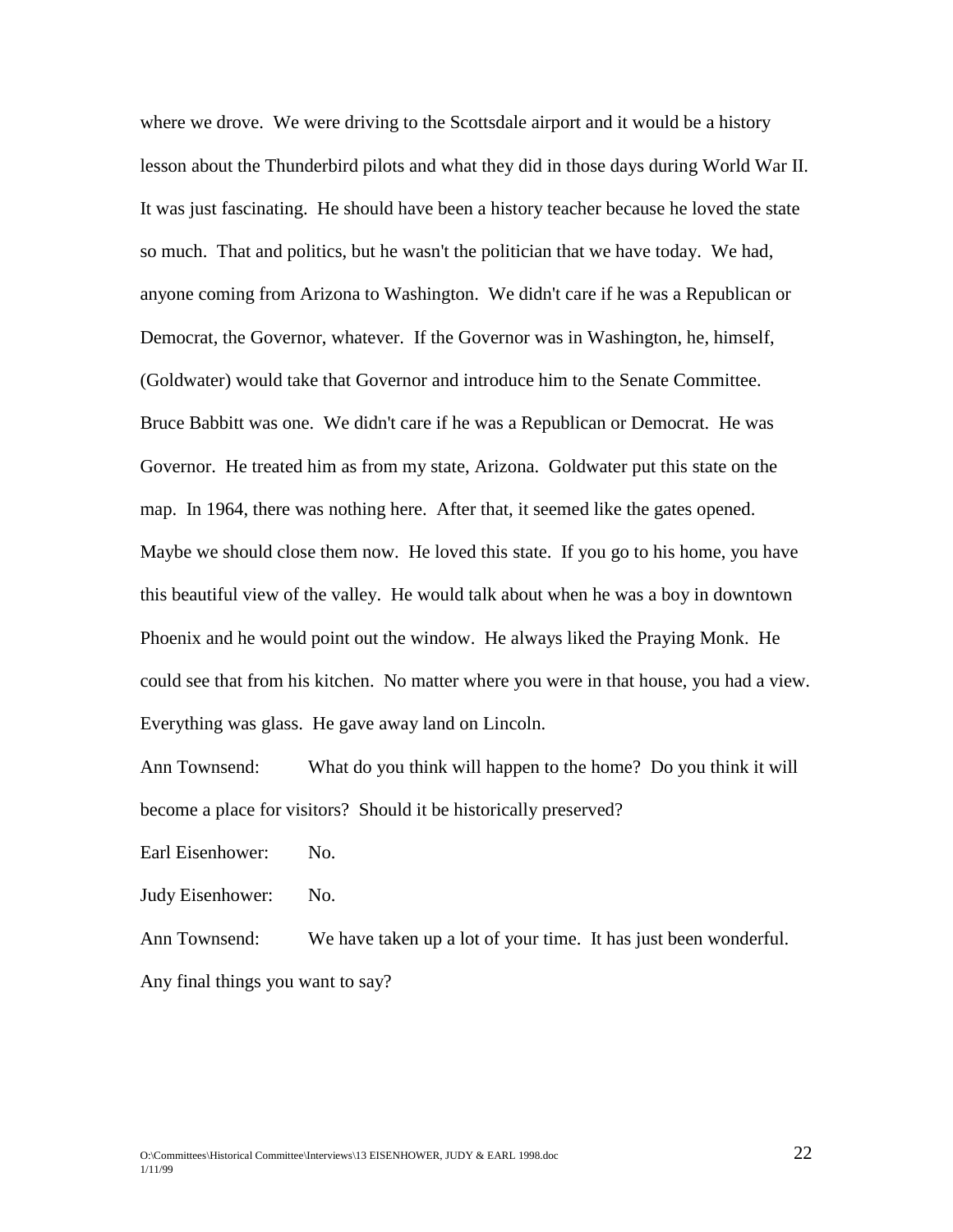where we drove. We were driving to the Scottsdale airport and it would be a history lesson about the Thunderbird pilots and what they did in those days during World War II. It was just fascinating. He should have been a history teacher because he loved the state so much. That and politics, but he wasn't the politician that we have today. We had, anyone coming from Arizona to Washington. We didn't care if he was a Republican or Democrat, the Governor, whatever. If the Governor was in Washington, he, himself, (Goldwater) would take that Governor and introduce him to the Senate Committee. Bruce Babbitt was one. We didn't care if he was a Republican or Democrat. He was Governor. He treated him as from my state, Arizona. Goldwater put this state on the map. In 1964, there was nothing here. After that, it seemed like the gates opened. Maybe we should close them now. He loved this state. If you go to his home, you have this beautiful view of the valley. He would talk about when he was a boy in downtown Phoenix and he would point out the window. He always liked the Praying Monk. He could see that from his kitchen. No matter where you were in that house, you had a view. Everything was glass. He gave away land on Lincoln.

Ann Townsend: What do you think will happen to the home? Do you think it will become a place for visitors? Should it be historically preserved?

Earl Eisenhower: No.

Judy Eisenhower: No.

Ann Townsend: We have taken up a lot of your time. It has just been wonderful. Any final things you want to say?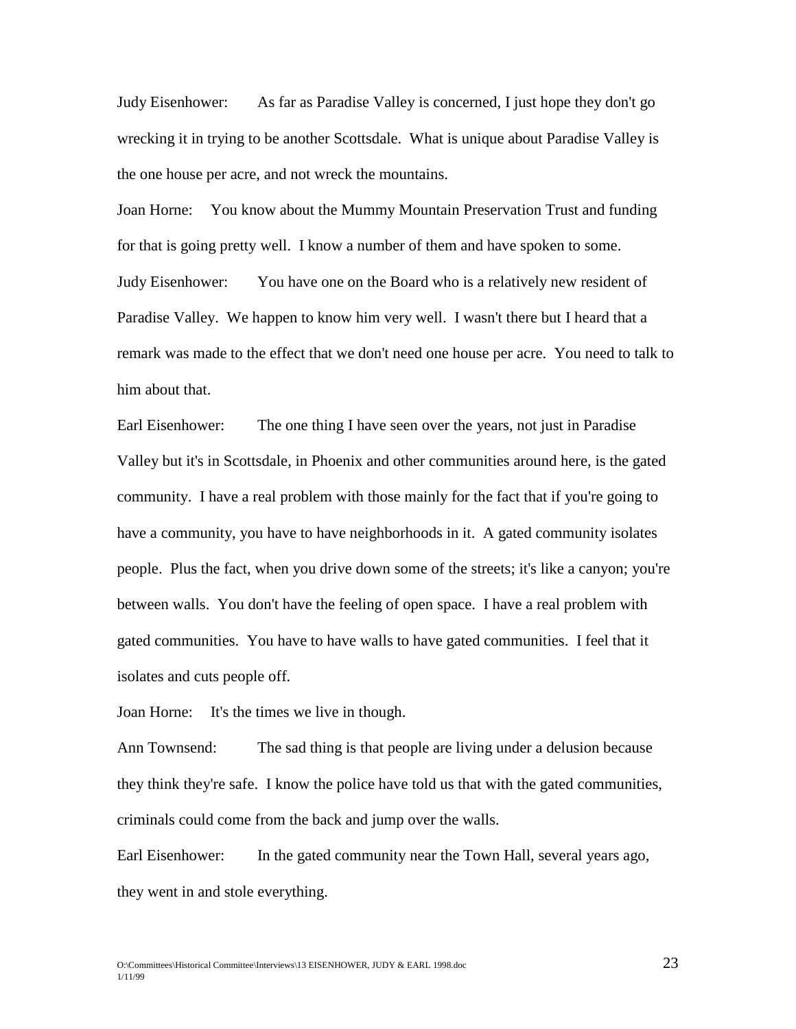Judy Eisenhower: As far as Paradise Valley is concerned, I just hope they don't go wrecking it in trying to be another Scottsdale. What is unique about Paradise Valley is the one house per acre, and not wreck the mountains.

Joan Horne: You know about the Mummy Mountain Preservation Trust and funding for that is going pretty well. I know a number of them and have spoken to some.

Judy Eisenhower: You have one on the Board who is a relatively new resident of Paradise Valley. We happen to know him very well. I wasn't there but I heard that a remark was made to the effect that we don't need one house per acre. You need to talk to him about that.

Earl Eisenhower: The one thing I have seen over the years, not just in Paradise Valley but it's in Scottsdale, in Phoenix and other communities around here, is the gated community. I have a real problem with those mainly for the fact that if you're going to have a community, you have to have neighborhoods in it. A gated community isolates people. Plus the fact, when you drive down some of the streets; it's like a canyon; you're between walls. You don't have the feeling of open space. I have a real problem with gated communities. You have to have walls to have gated communities. I feel that it isolates and cuts people off.

Joan Horne: It's the times we live in though.

Ann Townsend: The sad thing is that people are living under a delusion because they think they're safe. I know the police have told us that with the gated communities, criminals could come from the back and jump over the walls.

Earl Eisenhower: In the gated community near the Town Hall, several years ago, they went in and stole everything.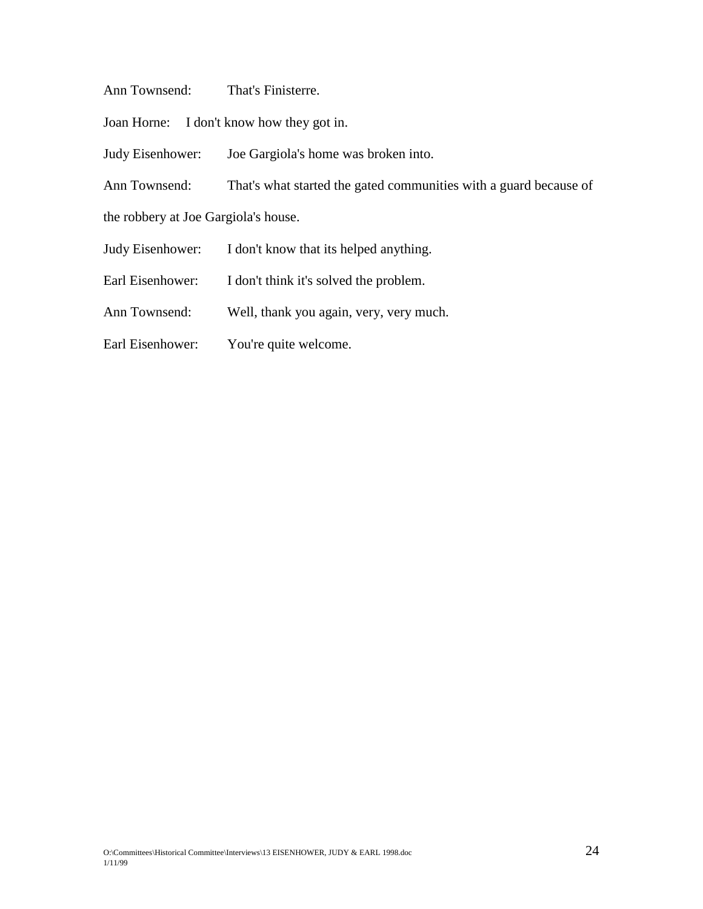Ann Townsend: That's Finisterre.

Joan Horne: I don't know how they got in.

Judy Eisenhower: Joe Gargiola's home was broken into.

Ann Townsend: That's what started the gated communities with a guard because of the robbery at Joe Gargiola's house.

Judy Eisenhower: I don't know that its helped anything.

Earl Eisenhower: I don't think it's solved the problem.

Ann Townsend: Well, thank you again, very, very much.

Earl Eisenhower: You're quite welcome.